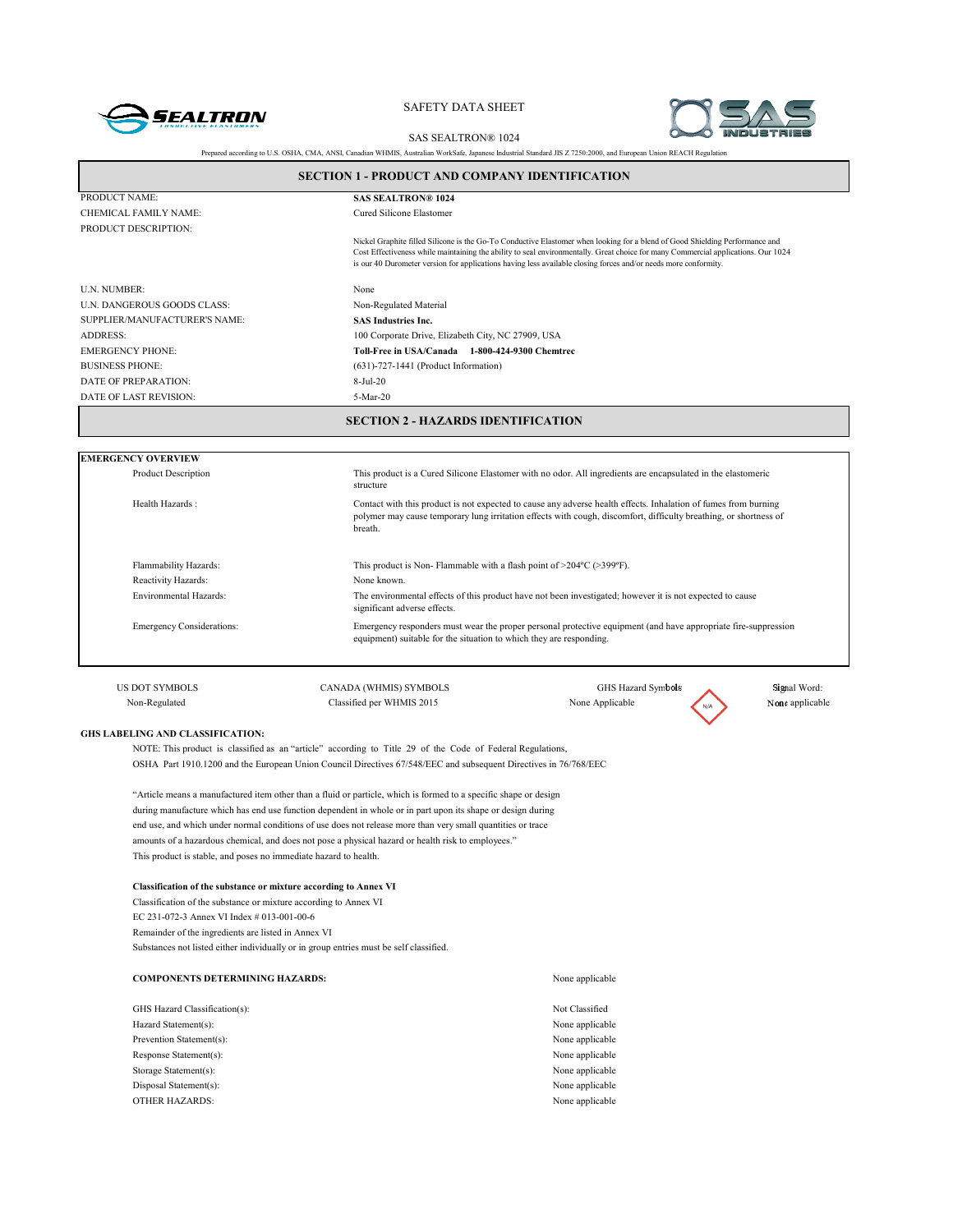SAFETY DATA SHEET

SAS SEALTRON® 1024

Prepared according to U.S. OSHA, CMA, ANSI, Canadian WHMIS, Australian WorkSafe, Japanese Industrial Standard JIS Z 7250:2000, and European Union REACH Regulation

## SECTION 1 - PRODUCT AND COMPANY IDENTIFICATION

| | |
|---|---|
| PRODUCT NAME: | **SAS SEALTRON® 1024** |
| CHEMICAL FAMILY NAME: | Cured Silicone Elastomer |
| PRODUCT DESCRIPTION: | Nickel Graphite filled Silicone is the Go-To Conductive Elastomer when looking for a blend of Good Shielding Performance and Cost Effectiveness while maintaining the ability to seal environmentally. Great choice for many Commercial applications. Our 1024 is our 40 Durometer version for applications having less available closing forces and/or needs more conformity. |
| U.N. NUMBER: | None |
| U.N. DANGEROUS GOODS CLASS: | Non-Regulated Material |
| SUPPLIER/MANUFACTURER'S NAME: | **SAS Industries Inc.** |
| ADDRESS: | 100 Corporate Drive, Elizabeth City, NC 27909, USA |
| EMERGENCY PHONE: | **Toll-Free in USA/Canada 1-800-424-9300 Chemtrec** |
| BUSINESS PHONE: | (631)-727-1441 (Product Information) |
| DATE OF PREPARATION: | 8-Jul-20 |
| DATE OF LAST REVISION: | 5-Mar-20 |

## SECTION 2 - HAZARDS IDENTIFICATION

**EMERGENCY OVERVIEW**

| | |
|---|---|
| Product Description | This product is a Cured Silicone Elastomer with no odor. All ingredients are encapsulated in the elastomeric structure |
| Health Hazards : | Contact with this product is not expected to cause any adverse health effects. Inhalation of fumes from burning polymer may cause temporary lung irritation effects with cough, discomfort, difficulty breathing, or shortness of breath. |
| Flammability Hazards: | This product is Non- Flammable with a flash point of >204ºC (>399ºF). |
| Reactivity Hazards: | None known. |
| Environmental Hazards: | The environmental effects of this product have not been investigated; however it is not expected to cause significant adverse effects. |
| Emergency Considerations: | Emergency responders must wear the proper personal protective equipment (and have appropriate fire-suppression equipment) suitable for the situation to which they are responding. |

| US DOT SYMBOLS | CANADA (WHMIS) SYMBOLS | GHS Hazard Symbols | Signal Word: |
|---|---|---|---|
| Non-Regulated | Classified per WHMIS 2015 | None Applicable (N/A) | None applicable |

**GHS LABELING AND CLASSIFICATION:**

NOTE: This product is classified as an "article" according to Title 29 of the Code of Federal Regulations, OSHA Part 1910.1200 and the European Union Council Directives 67/548/EEC and subsequent Directives in 76/768/EEC

"Article means a manufactured item other than a fluid or particle, which is formed to a specific shape or design during manufacture which has end use function dependent in whole or in part upon its shape or design during end use, and which under normal conditions of use does not release more than very small quantities or trace amounts of a hazardous chemical, and does not pose a physical hazard or health risk to employees."

This product is stable, and poses no immediate hazard to health.

**Classification of the substance or mixture according to Annex VI**

Classification of the substance or mixture according to Annex VI

EC 231-072-3 Annex VI Index # 013-001-00-6

Remainder of the ingredients are listed in Annex VI

Substances not listed either individually or in group entries must be self classified.

| | |
|---|---|
| **COMPONENTS DETERMINING HAZARDS:** | None applicable |
| GHS Hazard Classification(s): | Not Classified |
| Hazard Statement(s): | None applicable |
| Prevention Statement(s): | None applicable |
| Response Statement(s): | None applicable |
| Storage Statement(s): | None applicable |
| Disposal Statement(s): | None applicable |
| OTHER HAZARDS: | None applicable |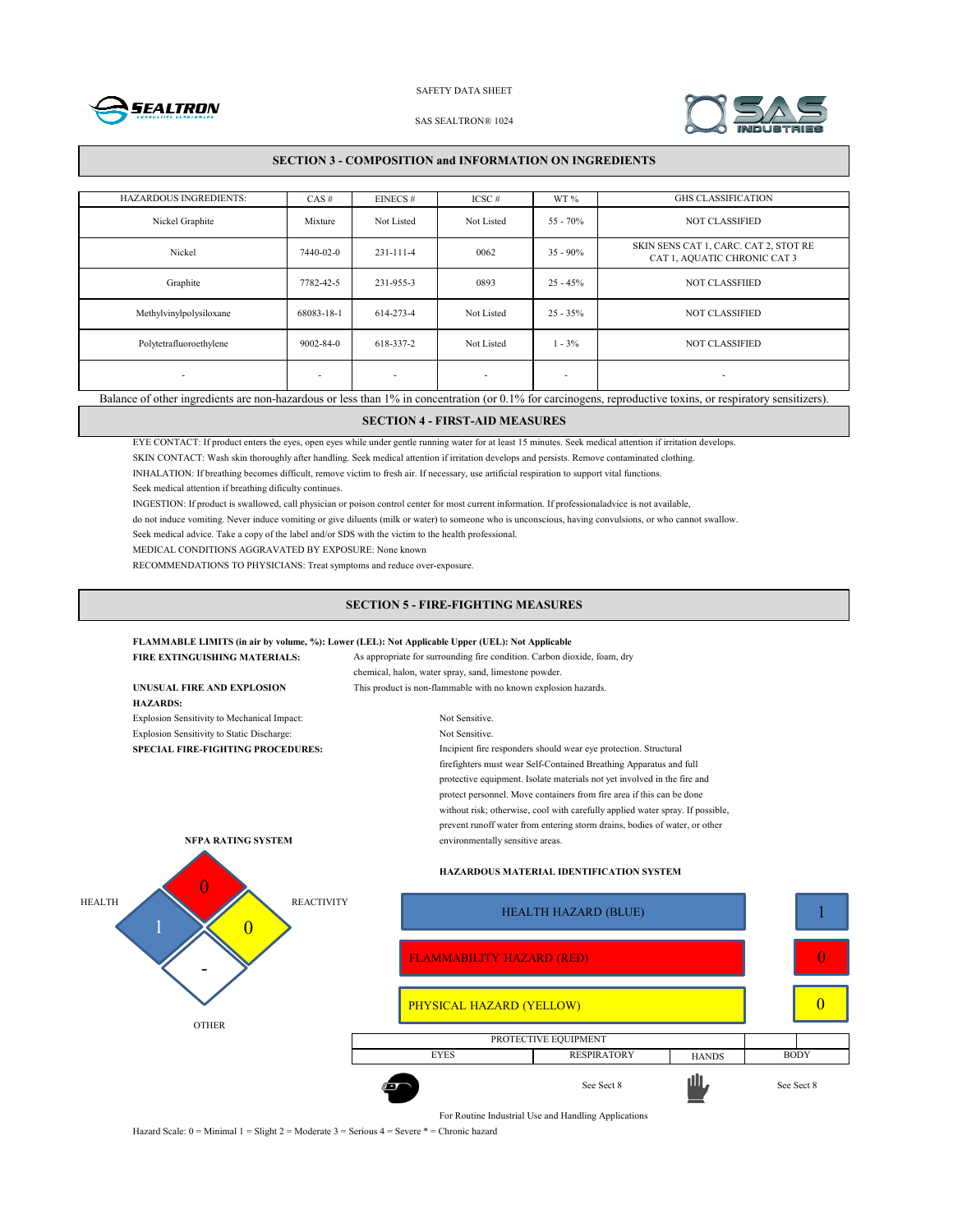SAFETY DATA SHEET

SAS SEALTRON® 1024

## SECTION 3 - COMPOSITION and INFORMATION ON INGREDIENTS

| HAZARDOUS INGREDIENTS: | CAS # | EINECS # | ICSC # | WT % | GHS CLASSIFICATION |
|---|---|---|---|---|---|
| Nickel Graphite | Mixture | Not Listed | Not Listed | 55 - 70% | NOT CLASSIFIED |
| Nickel | 7440-02-0 | 231-111-4 | 0062 | 35 - 90% | SKIN SENS CAT 1, CARC. CAT 2, STOT RE CAT 1, AQUATIC CHRONIC CAT 3 |
| Graphite | 7782-42-5 | 231-955-3 | 0893 | 25 - 45% | NOT CLASSFIIED |
| Methylvinylpolysiloxane | 68083-18-1 | 614-273-4 | Not Listed | 25 - 35% | NOT CLASSIFIED |
| Polytetrafluoroethylene | 9002-84-0 | 618-337-2 | Not Listed | 1 - 3% | NOT CLASSIFIED |
| - | - | - | - | - | - |

Balance of other ingredients are non-hazardous or less than 1% in concentration (or 0.1% for carcinogens, reproductive toxins, or respiratory sensitizers).

## SECTION 4 - FIRST-AID MEASURES

EYE CONTACT: If product enters the eyes, open eyes while under gentle running water for at least 15 minutes. Seek medical attention if irritation develops.

SKIN CONTACT: Wash skin thoroughly after handling. Seek medical attention if irritation develops and persists. Remove contaminated clothing.

INHALATION: If breathing becomes difficult, remove victim to fresh air. If necessary, use artificial respiration to support vital functions.

Seek medical attention if breathing dificulty continues.

INGESTION: If product is swallowed, call physician or poison control center for most current information. If professionaladvice is not available, do not induce vomiting. Never induce vomiting or give diluents (milk or water) to someone who is unconscious, having convulsions, or who cannot swallow.

Seek medical advice. Take a copy of the label and/or SDS with the victim to the health professional.

MEDICAL CONDITIONS AGGRAVATED BY EXPOSURE: None known

RECOMMENDATIONS TO PHYSICIANS: Treat symptoms and reduce over-exposure.

## SECTION 5 - FIRE-FIGHTING MEASURES

**FLAMMABLE LIMITS (in air by volume, %): Lower (LEL): Not Applicable Upper (UEL): Not Applicable**

**FIRE EXTINGUISHING MATERIALS:** As appropriate for surrounding fire condition. Carbon dioxide, foam, dry chemical, halon, water spray, sand, limestone powder.

**UNUSUAL FIRE AND EXPLOSION HAZARDS:** This product is non-flammable with no known explosion hazards.

Explosion Sensitivity to Mechanical Impact: Not Sensitive.

Explosion Sensitivity to Static Discharge: Not Sensitive.

**SPECIAL FIRE-FIGHTING PROCEDURES:** Incipient fire responders should wear eye protection. Structural firefighters must wear Self-Contained Breathing Apparatus and full protective equipment. Isolate materials not yet involved in the fire and protect personnel. Move containers from fire area if this can be done without risk; otherwise, cool with carefully applied water spray. If possible, prevent runoff water from entering storm drains, bodies of water, or other environmentally sensitive areas.

**NFPA RATING SYSTEM**

| HEALTH | FLAMMABILITY | REACTIVITY | OTHER |
|---|---|---|---|
| 1 | 0 | 0 | - |

**HAZARDOUS MATERIAL IDENTIFICATION SYSTEM**

| | |
|---|---|
| HEALTH HAZARD (BLUE) | 1 |
| FLAMMABILITY HAZARD (RED) | 0 |
| PHYSICAL HAZARD (YELLOW) | 0 |

| PROTECTIVE EQUIPMENT | | | |
|---|---|---|---|
| EYES | RESPIRATORY | HANDS | BODY |
| | See Sect 8 | | See Sect 8 |

For Routine Industrial Use and Handling Applications

Hazard Scale: 0 = Minimal 1 = Slight 2 = Moderate 3 = Serious 4 = Severe * = Chronic hazard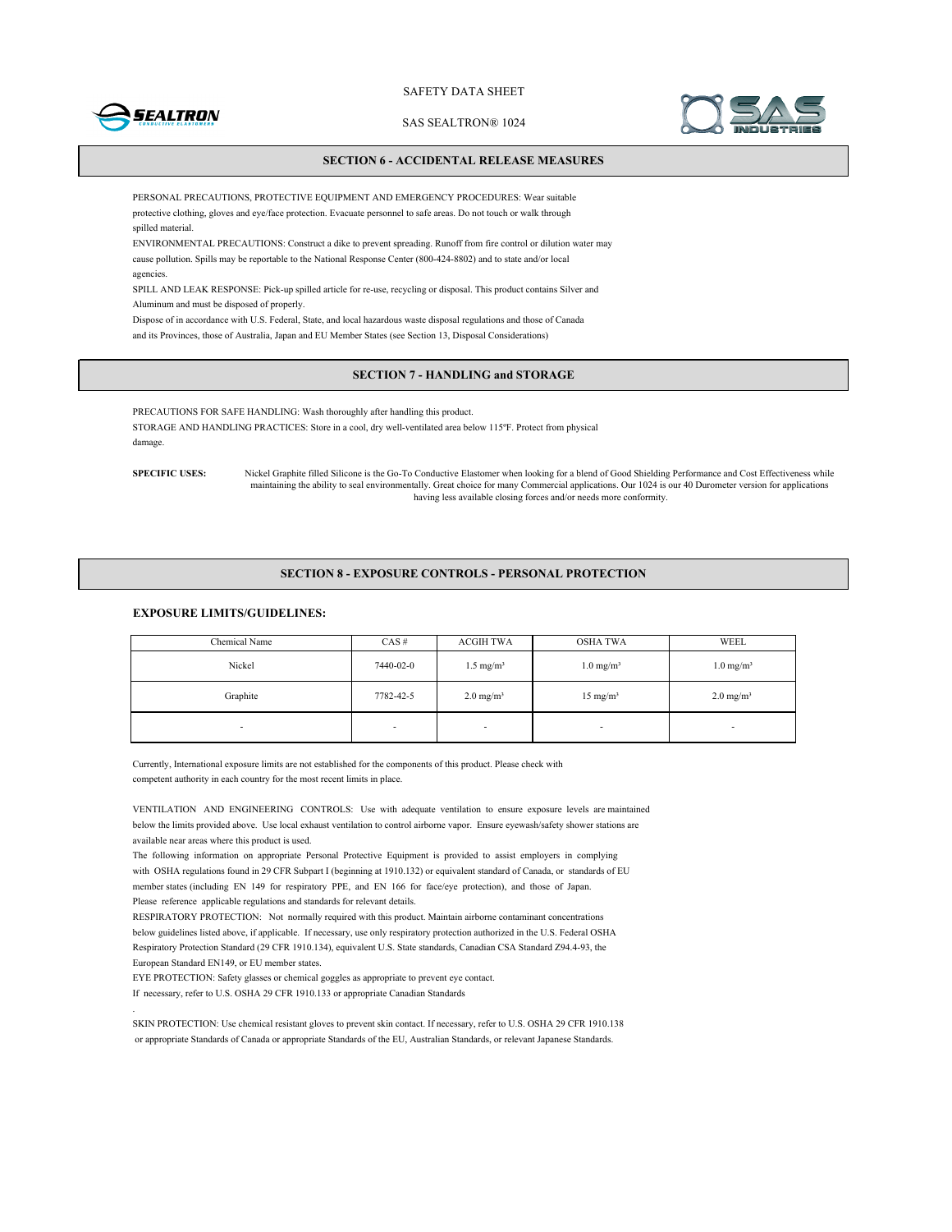## SECTION 6 - ACCIDENTAL RELEASE MEASURES

PERSONAL PRECAUTIONS, PROTECTIVE EQUIPMENT AND EMERGENCY PROCEDURES: Wear suitable protective clothing, gloves and eye/face protection. Evacuate personnel to safe areas. Do not touch or walk through spilled material.

ENVIRONMENTAL PRECAUTIONS: Construct a dike to prevent spreading. Runoff from fire control or dilution water may cause pollution. Spills may be reportable to the National Response Center (800-424-8802) and to state and/or local agencies.

SPILL AND LEAK RESPONSE: Pick-up spilled article for re-use, recycling or disposal. This product contains Silver and Aluminum and must be disposed of properly.

Dispose of in accordance with U.S. Federal, State, and local hazardous waste disposal regulations and those of Canada and its Provinces, those of Australia, Japan and EU Member States (see Section 13, Disposal Considerations)

## SECTION 7 - HANDLING and STORAGE

PRECAUTIONS FOR SAFE HANDLING: Wash thoroughly after handling this product.

STORAGE AND HANDLING PRACTICES: Store in a cool, dry well-ventilated area below 115ºF. Protect from physical damage.

**SPECIFIC USES:** Nickel Graphite filled Silicone is the Go-To Conductive Elastomer when looking for a blend of Good Shielding Performance and Cost Effectiveness while maintaining the ability to seal environmentally. Great choice for many Commercial applications. Our 1024 is our 40 Durometer version for applications having less available closing forces and/or needs more conformity.

## SECTION 8 - EXPOSURE CONTROLS - PERSONAL PROTECTION

### EXPOSURE LIMITS/GUIDELINES:

| Chemical Name | CAS # | ACGIH TWA | OSHA TWA | WEEL |
|---|---|---|---|---|
| Nickel | 7440-02-0 | 1.5 mg/m³ | 1.0 mg/m³ | 1.0 mg/m³ |
| Graphite | 7782-42-5 | 2.0 mg/m³ | 15 mg/m³ | 2.0 mg/m³ |
| - | - | - | - | - |

Currently, International exposure limits are not established for the components of this product. Please check with competent authority in each country for the most recent limits in place.

VENTILATION AND ENGINEERING CONTROLS: Use with adequate ventilation to ensure exposure levels are maintained below the limits provided above. Use local exhaust ventilation to control airborne vapor. Ensure eyewash/safety shower stations are available near areas where this product is used.

The following information on appropriate Personal Protective Equipment is provided to assist employers in complying with OSHA regulations found in 29 CFR Subpart I (beginning at 1910.132) or equivalent standard of Canada, or standards of EU member states (including EN 149 for respiratory PPE, and EN 166 for face/eye protection), and those of Japan. Please reference applicable regulations and standards for relevant details.

RESPIRATORY PROTECTION: Not normally required with this product. Maintain airborne contaminant concentrations below guidelines listed above, if applicable. If necessary, use only respiratory protection authorized in the U.S. Federal OSHA Respiratory Protection Standard (29 CFR 1910.134), equivalent U.S. State standards, Canadian CSA Standard Z94.4-93, the European Standard EN149, or EU member states.

EYE PROTECTION: Safety glasses or chemical goggles as appropriate to prevent eye contact.
If necessary, refer to U.S. OSHA 29 CFR 1910.133 or appropriate Canadian Standards

SKIN PROTECTION: Use chemical resistant gloves to prevent skin contact. If necessary, refer to U.S. OSHA 29 CFR 1910.138 or appropriate Standards of Canada or appropriate Standards of the EU, Australian Standards, or relevant Japanese Standards.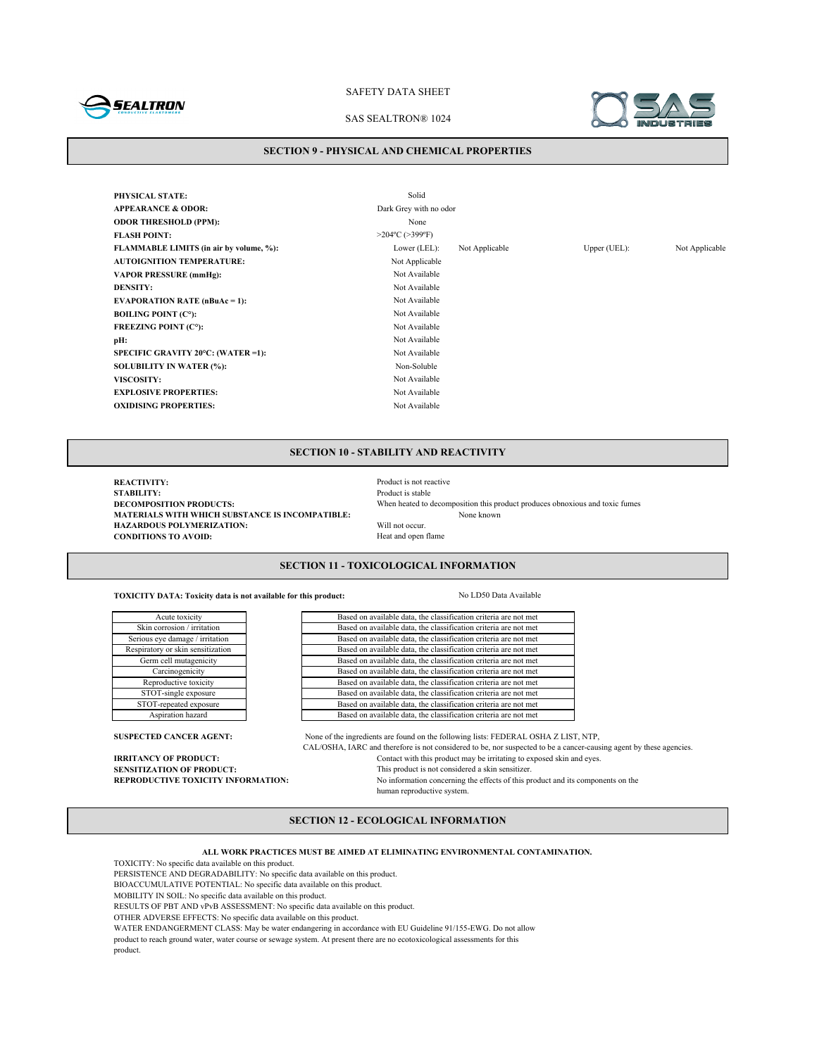## SECTION 9 - PHYSICAL AND CHEMICAL PROPERTIES

| | | | | |
|---|---|---|---|---|
| **PHYSICAL STATE:** | Solid | | | |
| **APPEARANCE & ODOR:** | Dark Grey with no odor | | | |
| **ODOR THRESHOLD (PPM):** | None | | | |
| **FLASH POINT:** | >204ºC (>399ºF) | | | |
| **FLAMMABLE LIMITS (in air by volume, %):** | Lower (LEL): | Not Applicable | Upper (UEL): | Not Applicable |
| **AUTOIGNITION TEMPERATURE:** | Not Applicable | | | |
| **VAPOR PRESSURE (mmHg):** | Not Available | | | |
| **DENSITY:** | Not Available | | | |
| **EVAPORATION RATE (nBuAc = 1):** | Not Available | | | |
| **BOILING POINT (C°):** | Not Available | | | |
| **FREEZING POINT (C°):** | Not Available | | | |
| **pH:** | Not Available | | | |
| **SPECIFIC GRAVITY 20°C: (WATER =1):** | Not Available | | | |
| **SOLUBILITY IN WATER (%):** | Non-Soluble | | | |
| **VISCOSITY:** | Not Available | | | |
| **EXPLOSIVE PROPERTIES:** | Not Available | | | |
| **OXIDISING PROPERTIES:** | Not Available | | | |

## SECTION 10 - STABILITY AND REACTIVITY

**REACTIVITY:** Product is not reactive
**STABILITY:** Product is stable
**DECOMPOSITION PRODUCTS:** When heated to decomposition this product produces obnoxious and toxic fumes
**MATERIALS WITH WHICH SUBSTANCE IS INCOMPATIBLE:** None known
**HAZARDOUS POLYMERIZATION:** Will not occur.
**CONDITIONS TO AVOID:** Heat and open flame

## SECTION 11 - TOXICOLOGICAL INFORMATION

**TOXICITY DATA: Toxicity data is not available for this product:** No LD50 Data Available

| | |
|---|---|
| Acute toxicity | Based on available data, the classification criteria are not met |
| Skin corrosion / irritation | Based on available data, the classification criteria are not met |
| Serious eye damage / irritation | Based on available data, the classification criteria are not met |
| Respiratory or skin sensitization | Based on available data, the classification criteria are not met |
| Germ cell mutagenicity | Based on available data, the classification criteria are not met |
| Carcinogenicity | Based on available data, the classification criteria are not met |
| Reproductive toxicity | Based on available data, the classification criteria are not met |
| STOT-single exposure | Based on available data, the classification criteria are not met |
| STOT-repeated exposure | Based on available data, the classification criteria are not met |
| Aspiration hazard | Based on available data, the classification criteria are not met |

**SUSPECTED CANCER AGENT:** None of the ingredients are found on the following lists: FEDERAL OSHA Z LIST, NTP, CAL/OSHA, IARC and therefore is not considered to be, nor suspected to be a cancer-causing agent by these agencies.
**IRRITANCY OF PRODUCT:** Contact with this product may be irritating to exposed skin and eyes.
**SENSITIZATION OF PRODUCT:** This product is not considered a skin sensitizer.
**REPRODUCTIVE TOXICITY INFORMATION:** No information concerning the effects of this product and its components on the human reproductive system.

## SECTION 12 - ECOLOGICAL INFORMATION

**ALL WORK PRACTICES MUST BE AIMED AT ELIMINATING ENVIRONMENTAL CONTAMINATION.**

TOXICITY: No specific data available on this product.
PERSISTENCE AND DEGRADABILITY: No specific data available on this product.
BIOACCUMULATIVE POTENTIAL: No specific data available on this product.
MOBILITY IN SOIL: No specific data available on this product.
RESULTS OF PBT AND vPvB ASSESSMENT: No specific data available on this product.
OTHER ADVERSE EFFECTS: No specific data available on this product.
WATER ENDANGERMENT CLASS: May be water endangering in accordance with EU Guideline 91/155-EWG. Do not allow product to reach ground water, water course or sewage system. At present there are no ecotoxicological assessments for this product.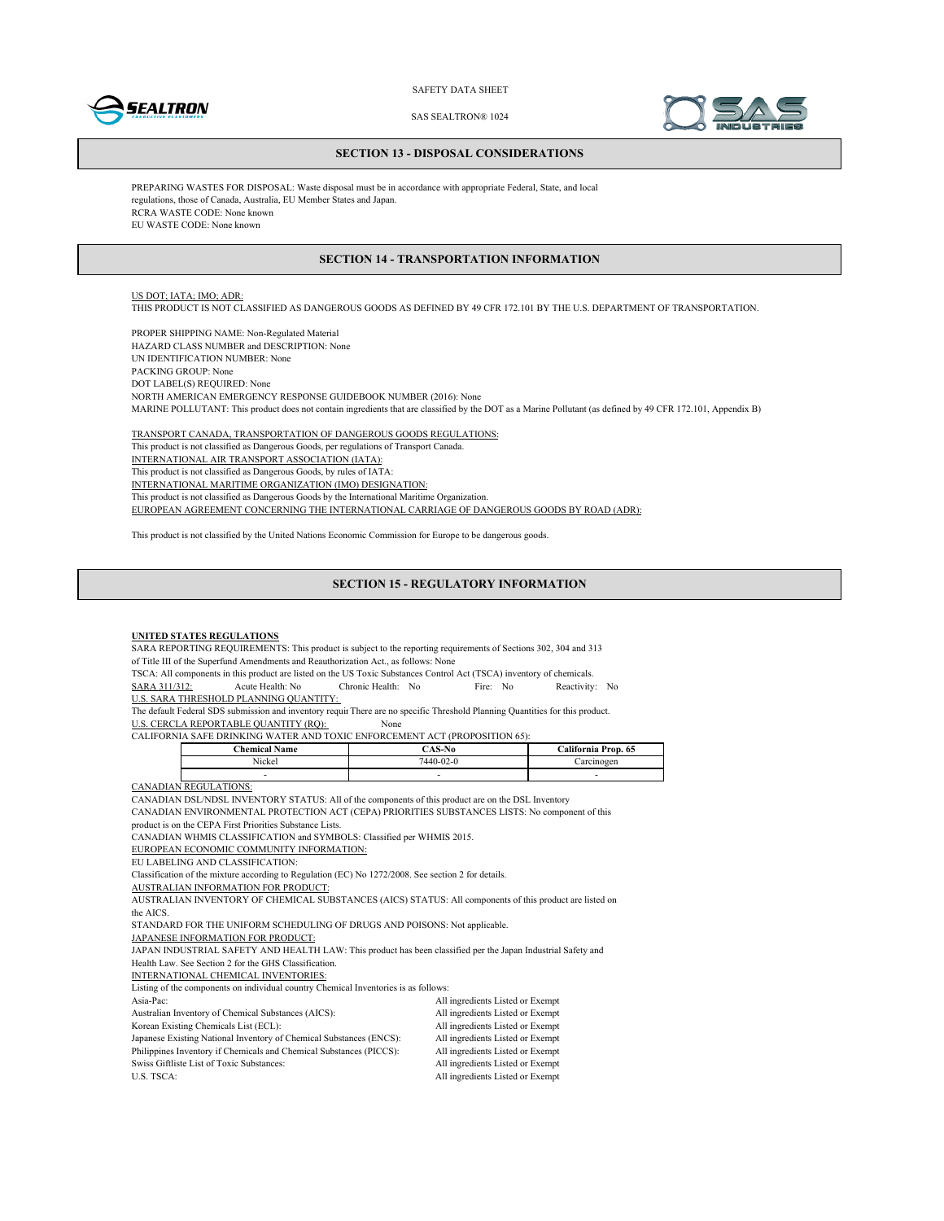## SECTION 13 - DISPOSAL CONSIDERATIONS

PREPARING WASTES FOR DISPOSAL: Waste disposal must be in accordance with appropriate Federal, State, and local regulations, those of Canada, Australia, EU Member States and Japan.
RCRA WASTE CODE: None known
EU WASTE CODE: None known

## SECTION 14 - TRANSPORTATION INFORMATION

US DOT; IATA; IMO; ADR:
THIS PRODUCT IS NOT CLASSIFIED AS DANGEROUS GOODS AS DEFINED BY 49 CFR 172.101 BY THE U.S. DEPARTMENT OF TRANSPORTATION.

PROPER SHIPPING NAME: Non-Regulated Material
HAZARD CLASS NUMBER and DESCRIPTION: None
UN IDENTIFICATION NUMBER: None
PACKING GROUP: None
DOT LABEL(S) REQUIRED: None
NORTH AMERICAN EMERGENCY RESPONSE GUIDEBOOK NUMBER (2016): None
MARINE POLLUTANT: This product does not contain ingredients that are classified by the DOT as a Marine Pollutant (as defined by 49 CFR 172.101, Appendix B)

TRANSPORT CANADA, TRANSPORTATION OF DANGEROUS GOODS REGULATIONS:
This product is not classified as Dangerous Goods, per regulations of Transport Canada.
INTERNATIONAL AIR TRANSPORT ASSOCIATION (IATA):
This product is not classified as Dangerous Goods, by rules of IATA:
INTERNATIONAL MARITIME ORGANIZATION (IMO) DESIGNATION:
This product is not classified as Dangerous Goods by the International Maritime Organization.
EUROPEAN AGREEMENT CONCERNING THE INTERNATIONAL CARRIAGE OF DANGEROUS GOODS BY ROAD (ADR):

This product is not classified by the United Nations Economic Commission for Europe to be dangerous goods.

## SECTION 15 - REGULATORY INFORMATION

**UNITED STATES REGULATIONS**
SARA REPORTING REQUIREMENTS: This product is subject to the reporting requirements of Sections 302, 304 and 313 of Title III of the Superfund Amendments and Reauthorization Act., as follows: None
TSCA: All components in this product are listed on the US Toxic Substances Control Act (TSCA) inventory of chemicals.
SARA 311/312: Acute Health: No Chronic Health: No Fire: No Reactivity: No
U.S. SARA THRESHOLD PLANNING QUANTITY:
The default Federal SDS submission and inventory requir There are no specific Threshold Planning Quantities for this product.
U.S. CERCLA REPORTABLE QUANTITY (RQ): None
CALIFORNIA SAFE DRINKING WATER AND TOXIC ENFORCEMENT ACT (PROPOSITION 65):

| Chemical Name | CAS-No | California Prop. 65 |
|---|---|---|
| Nickel | 7440-02-0 | Carcinogen |
| - | - | - |

CANADIAN REGULATIONS:
CANADIAN DSL/NDSL INVENTORY STATUS: All of the components of this product are on the DSL Inventory
CANADIAN ENVIRONMENTAL PROTECTION ACT (CEPA) PRIORITIES SUBSTANCES LISTS: No component of this product is on the CEPA First Priorities Substance Lists.
CANADIAN WHMIS CLASSIFICATION and SYMBOLS: Classified per WHMIS 2015.
EUROPEAN ECONOMIC COMMUNITY INFORMATION:
EU LABELING AND CLASSIFICATION:
Classification of the mixture according to Regulation (EC) No 1272/2008. See section 2 for details.
AUSTRALIAN INFORMATION FOR PRODUCT:
AUSTRALIAN INVENTORY OF CHEMICAL SUBSTANCES (AICS) STATUS: All components of this product are listed on the AICS.
STANDARD FOR THE UNIFORM SCHEDULING OF DRUGS AND POISONS: Not applicable.
JAPANESE INFORMATION FOR PRODUCT:
JAPAN INDUSTRIAL SAFETY AND HEALTH LAW: This product has been classified per the Japan Industrial Safety and Health Law. See Section 2 for the GHS Classification.
INTERNATIONAL CHEMICAL INVENTORIES:
Listing of the components on individual country Chemical Inventories is as follows:

| | |
|---|---|
| Asia-Pac: | All ingredients Listed or Exempt |
| Australian Inventory of Chemical Substances (AICS): | All ingredients Listed or Exempt |
| Korean Existing Chemicals List (ECL): | All ingredients Listed or Exempt |
| Japanese Existing National Inventory of Chemical Substances (ENCS): | All ingredients Listed or Exempt |
| Philippines Inventory if Chemicals and Chemical Substances (PICCS): | All ingredients Listed or Exempt |
| Swiss Giftliste List of Toxic Substances: | All ingredients Listed or Exempt |
| U.S. TSCA: | All ingredients Listed or Exempt |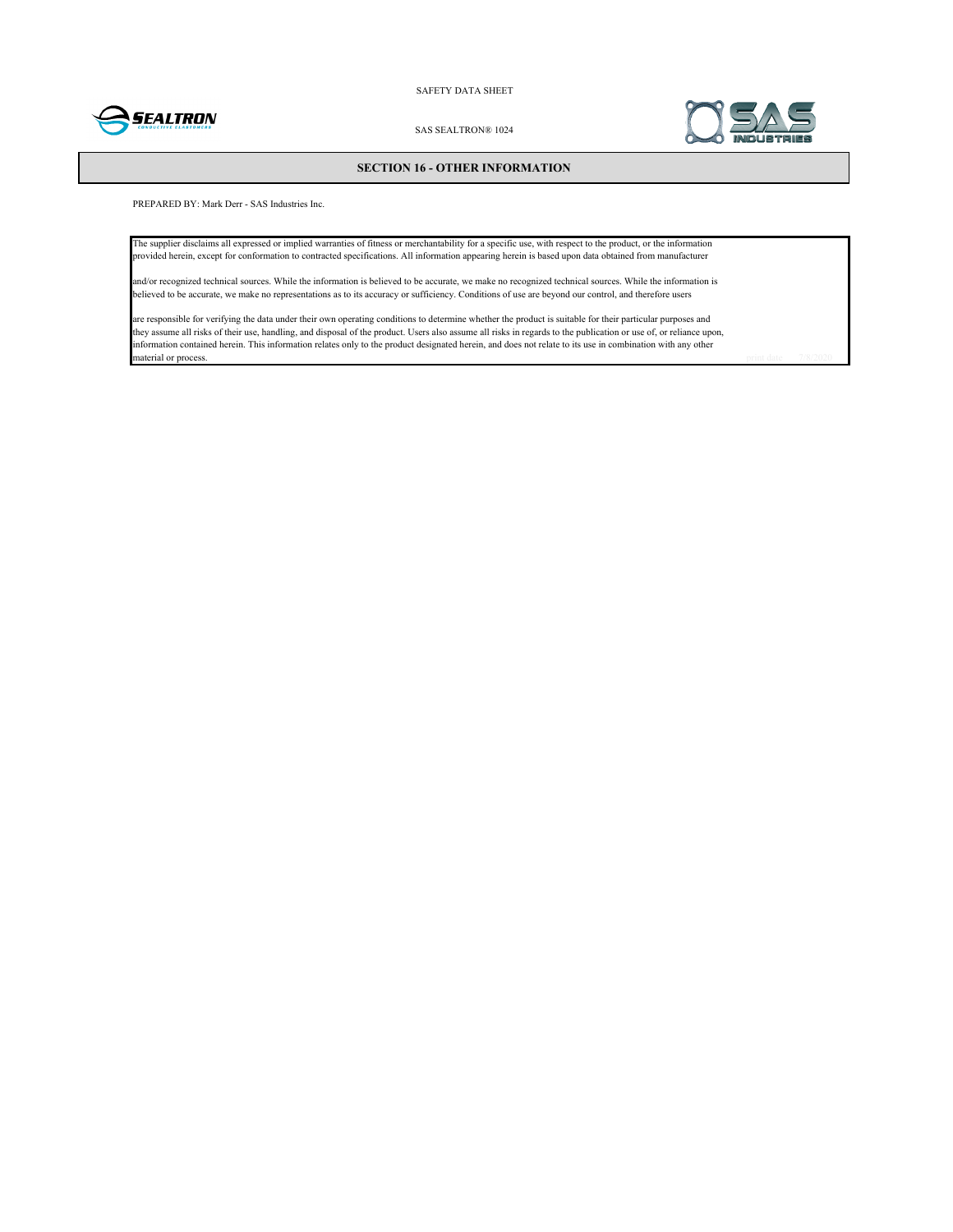## SECTION 16 - OTHER INFORMATION

PREPARED BY: Mark Derr - SAS Industries Inc.

The supplier disclaims all expressed or implied warranties of fitness or merchantability for a specific use, with respect to the product, or the information provided herein, except for conformation to contracted specifications. All information appearing herein is based upon data obtained from manufacturer

and/or recognized technical sources. While the information is believed to be accurate, we make no recognized technical sources. While the information is believed to be accurate, we make no representations as to its accuracy or sufficiency. Conditions of use are beyond our control, and therefore users

are responsible for verifying the data under their own operating conditions to determine whether the product is suitable for their particular purposes and they assume all risks of their use, handling, and disposal of the product. Users also assume all risks in regards to the publication or use of, or reliance upon, information contained herein. This information relates only to the product designated herein, and does not relate to its use in combination with any other material or process.

issue date 7/8/2020